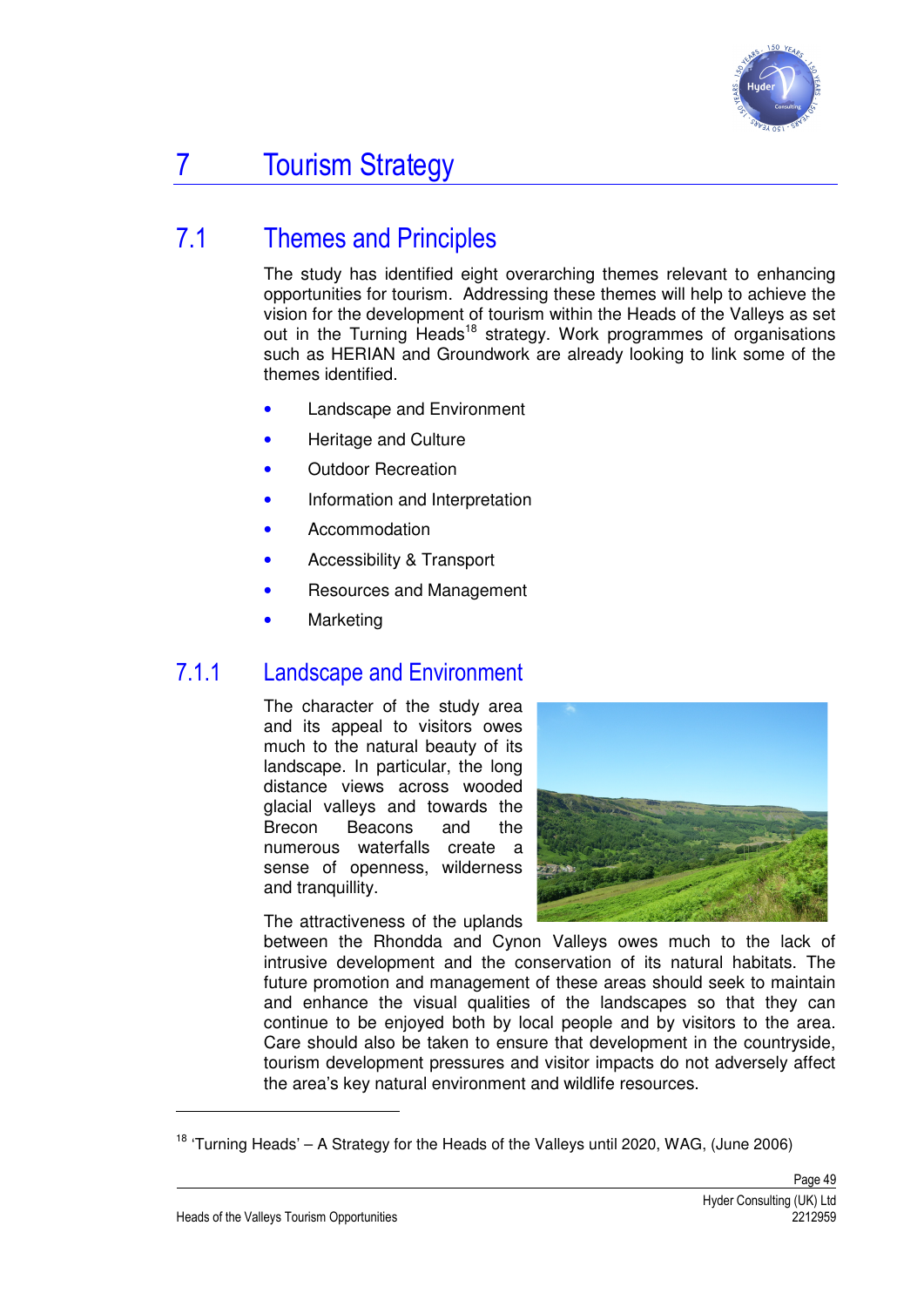# 7 Tourism Strategy

## 7.1 Themes and Principles

The study has identified eight overarching themes relevant to enhancing opportunities for tourism. Addressing these themes will help to achieve the vision for the development of tourism within the Heads of the Valleys as set out in the Turning Heads[18] strategy. Work programmes of organisations such as HERIAN and Groundwork are already looking to link some of the themes identified.

- Landscape and Environment
- Heritage and Culture
- Outdoor Recreation
- Information and Interpretation
- Accommodation
- Accessibility & Transport
- Resources and Management
- Marketing

### 7.1.1 Landscape and Environment

The character of the study area and its appeal to visitors owes much to the natural beauty of its landscape. In particular, the long distance views across wooded glacial valleys and towards the Brecon Beacons and the numerous waterfalls create a sense of openness, wilderness and tranquillity.

The attractiveness of the uplands between the Rhondda and Cynon Valleys owes much to the lack of intrusive development and the conservation of its natural habitats. The future promotion and management of these areas should seek to maintain and enhance the visual qualities of the landscapes so that they can continue to be enjoyed both by local people and by visitors to the area. Care should also be taken to ensure that development in the countryside, tourism development pressures and visitor impacts do not adversely affect the area's key natural environment and wildlife resources.

[18] 'Turning Heads' – A Strategy for the Heads of the Valleys until 2020, WAG, (June 2006)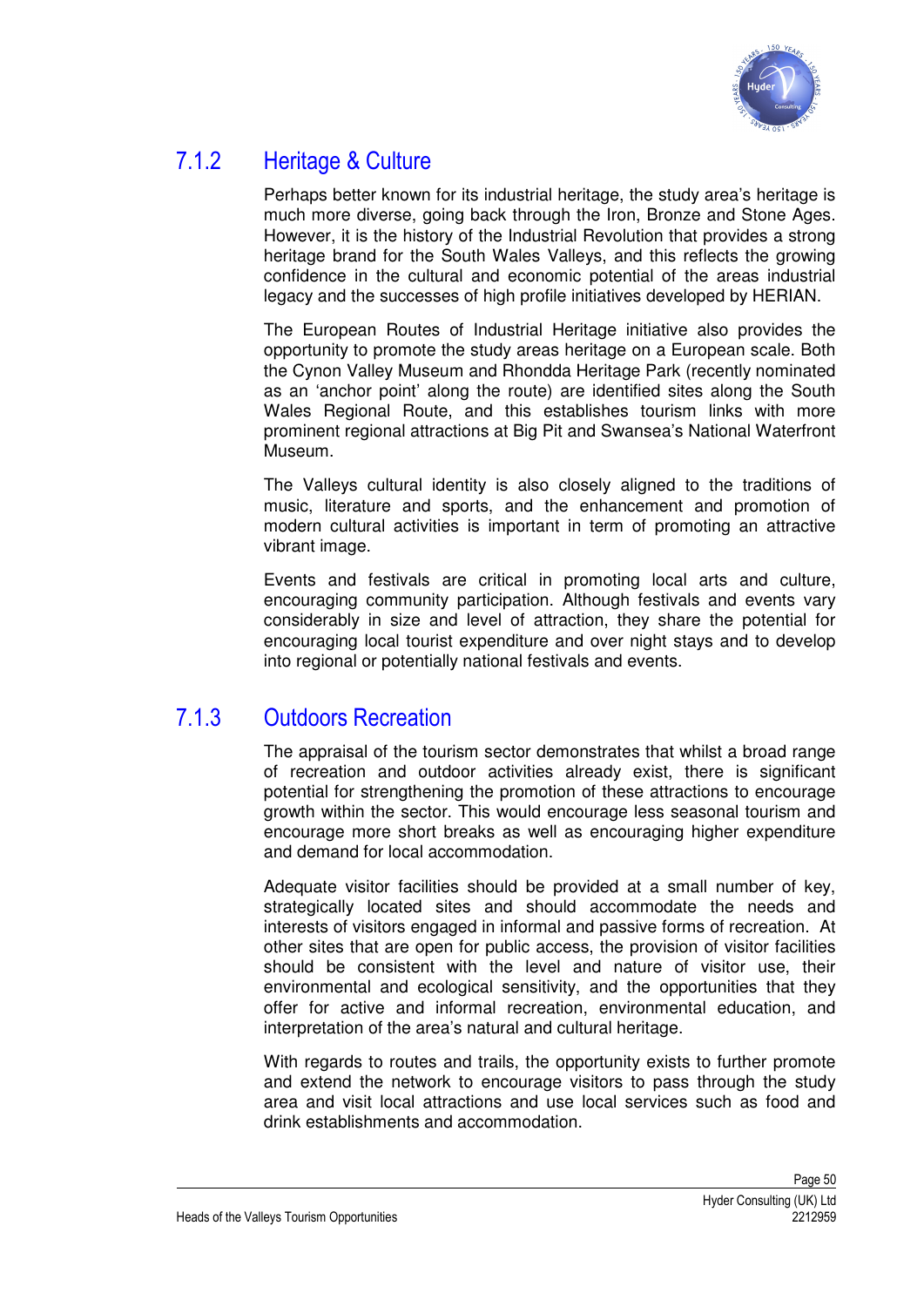### 7.1.2 Heritage & Culture

Perhaps better known for its industrial heritage, the study area's heritage is much more diverse, going back through the Iron, Bronze and Stone Ages. However, it is the history of the Industrial Revolution that provides a strong heritage brand for the South Wales Valleys, and this reflects the growing confidence in the cultural and economic potential of the areas industrial legacy and the successes of high profile initiatives developed by HERIAN.

The European Routes of Industrial Heritage initiative also provides the opportunity to promote the study areas heritage on a European scale. Both the Cynon Valley Museum and Rhondda Heritage Park (recently nominated as an 'anchor point' along the route) are identified sites along the South Wales Regional Route, and this establishes tourism links with more prominent regional attractions at Big Pit and Swansea's National Waterfront Museum.

The Valleys cultural identity is also closely aligned to the traditions of music, literature and sports, and the enhancement and promotion of modern cultural activities is important in term of promoting an attractive vibrant image.

Events and festivals are critical in promoting local arts and culture, encouraging community participation. Although festivals and events vary considerably in size and level of attraction, they share the potential for encouraging local tourist expenditure and over night stays and to develop into regional or potentially national festivals and events.

### 7.1.3 Outdoors Recreation

The appraisal of the tourism sector demonstrates that whilst a broad range of recreation and outdoor activities already exist, there is significant potential for strengthening the promotion of these attractions to encourage growth within the sector. This would encourage less seasonal tourism and encourage more short breaks as well as encouraging higher expenditure and demand for local accommodation.

Adequate visitor facilities should be provided at a small number of key, strategically located sites and should accommodate the needs and interests of visitors engaged in informal and passive forms of recreation. At other sites that are open for public access, the provision of visitor facilities should be consistent with the level and nature of visitor use, their environmental and ecological sensitivity, and the opportunities that they offer for active and informal recreation, environmental education, and interpretation of the area's natural and cultural heritage.

With regards to routes and trails, the opportunity exists to further promote and extend the network to encourage visitors to pass through the study area and visit local attractions and use local services such as food and drink establishments and accommodation.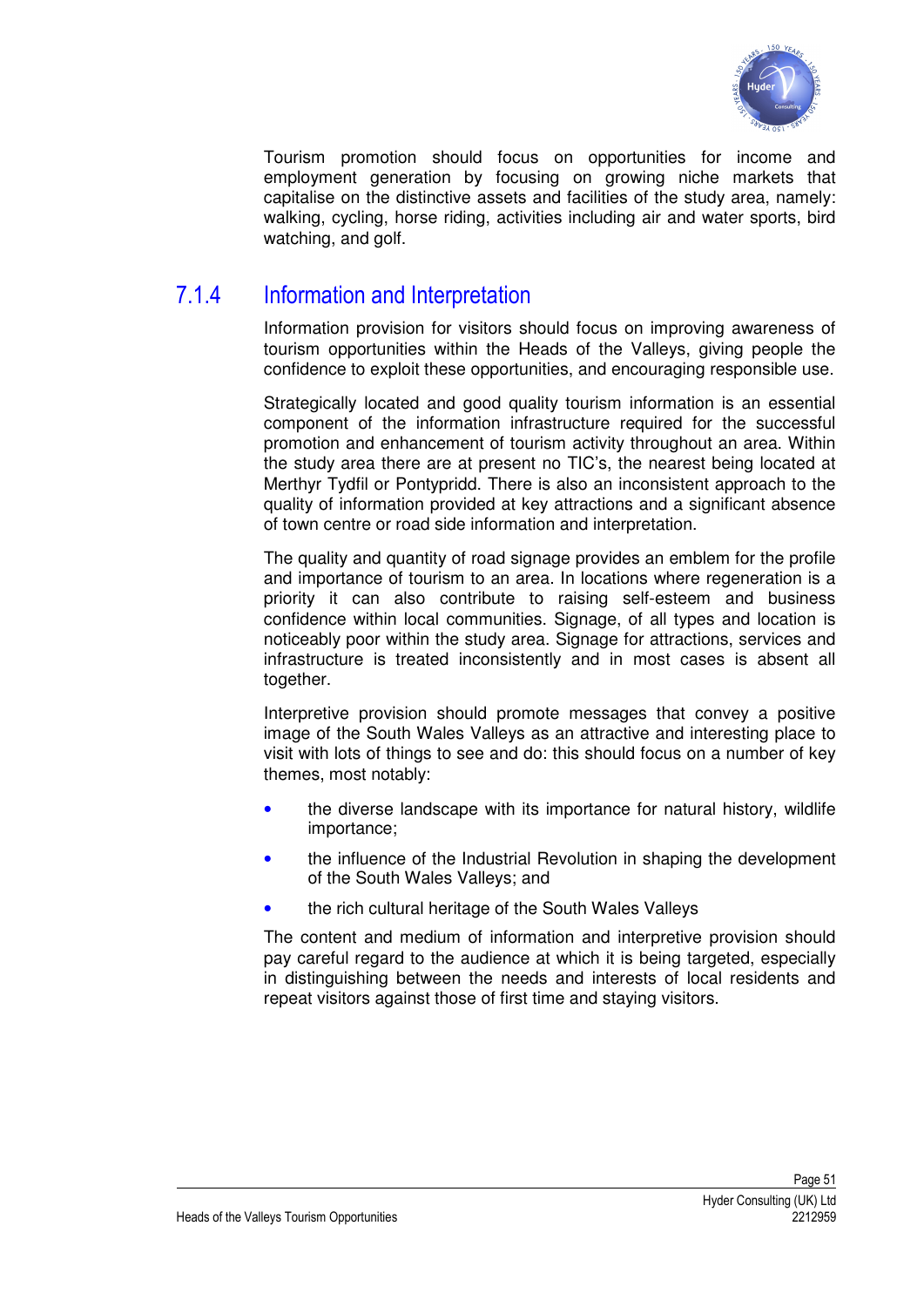Tourism promotion should focus on opportunities for income and employment generation by focusing on growing niche markets that capitalise on the distinctive assets and facilities of the study area, namely: walking, cycling, horse riding, activities including air and water sports, bird watching, and golf.

### 7.1.4 Information and Interpretation

Information provision for visitors should focus on improving awareness of tourism opportunities within the Heads of the Valleys, giving people the confidence to exploit these opportunities, and encouraging responsible use.

Strategically located and good quality tourism information is an essential component of the information infrastructure required for the successful promotion and enhancement of tourism activity throughout an area. Within the study area there are at present no TIC's, the nearest being located at Merthyr Tydfil or Pontypridd. There is also an inconsistent approach to the quality of information provided at key attractions and a significant absence of town centre or road side information and interpretation.

The quality and quantity of road signage provides an emblem for the profile and importance of tourism to an area. In locations where regeneration is a priority it can also contribute to raising self-esteem and business confidence within local communities. Signage, of all types and location is noticeably poor within the study area. Signage for attractions, services and infrastructure is treated inconsistently and in most cases is absent all together.

Interpretive provision should promote messages that convey a positive image of the South Wales Valleys as an attractive and interesting place to visit with lots of things to see and do: this should focus on a number of key themes, most notably:

- the diverse landscape with its importance for natural history, wildlife importance;
- the influence of the Industrial Revolution in shaping the development of the South Wales Valleys; and
- the rich cultural heritage of the South Wales Valleys

The content and medium of information and interpretive provision should pay careful regard to the audience at which it is being targeted, especially in distinguishing between the needs and interests of local residents and repeat visitors against those of first time and staying visitors.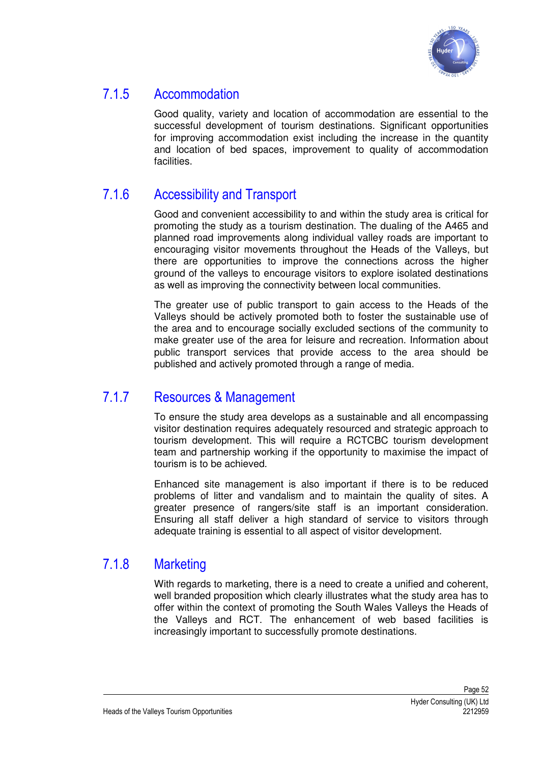### 7.1.5 Accommodation

Good quality, variety and location of accommodation are essential to the successful development of tourism destinations. Significant opportunities for improving accommodation exist including the increase in the quantity and location of bed spaces, improvement to quality of accommodation facilities.

### 7.1.6 Accessibility and Transport

Good and convenient accessibility to and within the study area is critical for promoting the study as a tourism destination. The dualing of the A465 and planned road improvements along individual valley roads are important to encouraging visitor movements throughout the Heads of the Valleys, but there are opportunities to improve the connections across the higher ground of the valleys to encourage visitors to explore isolated destinations as well as improving the connectivity between local communities.

The greater use of public transport to gain access to the Heads of the Valleys should be actively promoted both to foster the sustainable use of the area and to encourage socially excluded sections of the community to make greater use of the area for leisure and recreation. Information about public transport services that provide access to the area should be published and actively promoted through a range of media.

### 7.1.7 Resources & Management

To ensure the study area develops as a sustainable and all encompassing visitor destination requires adequately resourced and strategic approach to tourism development. This will require a RCTCBC tourism development team and partnership working if the opportunity to maximise the impact of tourism is to be achieved.

Enhanced site management is also important if there is to be reduced problems of litter and vandalism and to maintain the quality of sites. A greater presence of rangers/site staff is an important consideration. Ensuring all staff deliver a high standard of service to visitors through adequate training is essential to all aspect of visitor development.

### 7.1.8 Marketing

With regards to marketing, there is a need to create a unified and coherent, well branded proposition which clearly illustrates what the study area has to offer within the context of promoting the South Wales Valleys the Heads of the Valleys and RCT. The enhancement of web based facilities is increasingly important to successfully promote destinations.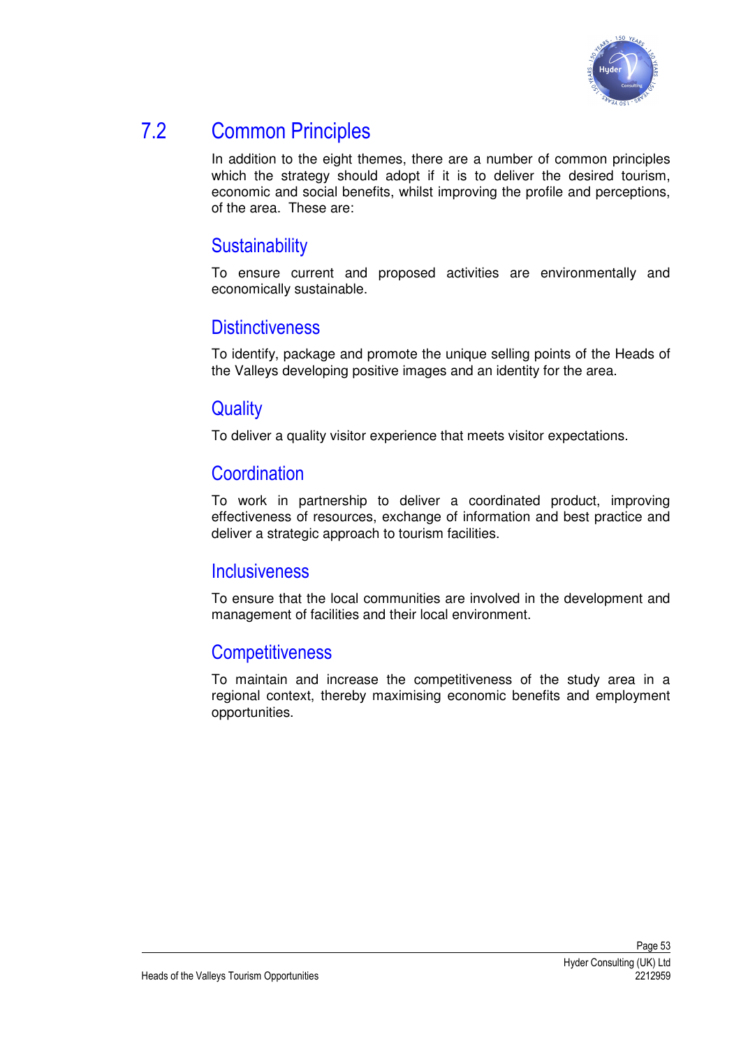## 7.2 Common Principles

In addition to the eight themes, there are a number of common principles which the strategy should adopt if it is to deliver the desired tourism, economic and social benefits, whilst improving the profile and perceptions, of the area. These are:

### Sustainability

To ensure current and proposed activities are environmentally and economically sustainable.

### Distinctiveness

To identify, package and promote the unique selling points of the Heads of the Valleys developing positive images and an identity for the area.

### Quality

To deliver a quality visitor experience that meets visitor expectations.

### Coordination

To work in partnership to deliver a coordinated product, improving effectiveness of resources, exchange of information and best practice and deliver a strategic approach to tourism facilities.

### Inclusiveness

To ensure that the local communities are involved in the development and management of facilities and their local environment.

### Competitiveness

To maintain and increase the competitiveness of the study area in a regional context, thereby maximising economic benefits and employment opportunities.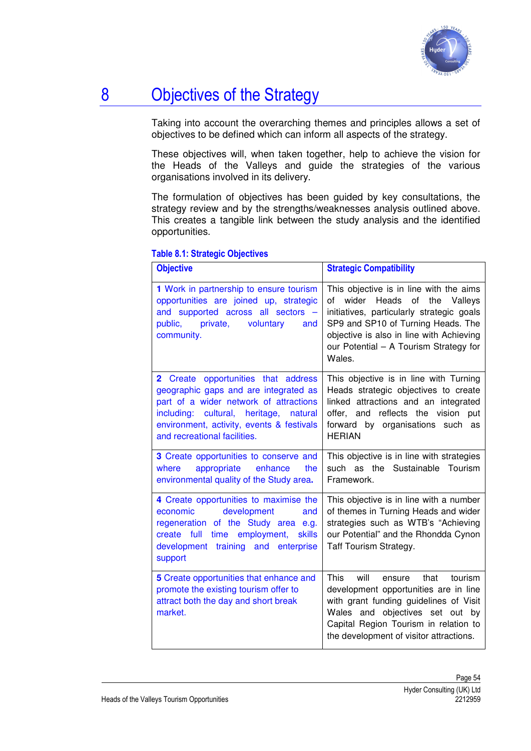# 8 Objectives of the Strategy

Taking into account the overarching themes and principles allows a set of objectives to be defined which can inform all aspects of the strategy.

These objectives will, when taken together, help to achieve the vision for the Heads of the Valleys and guide the strategies of the various organisations involved in its delivery.

The formulation of objectives has been guided by key consultations, the strategy review and by the strengths/weaknesses analysis outlined above. This creates a tangible link between the study analysis and the identified opportunities.

**Table 8.1: Strategic Objectives**

| Objective | Strategic Compatibility |
|---|---|
| **1** Work in partnership to ensure tourism opportunities are joined up, strategic and supported across all sectors – public, private, voluntary and community. | This objective is in line with the aims of wider Heads of the Valleys initiatives, particularly strategic goals SP9 and SP10 of Turning Heads. The objective is also in line with Achieving our Potential – A Tourism Strategy for Wales. |
| **2** Create opportunities that address geographic gaps and are integrated as part of a wider network of attractions including: cultural, heritage, natural environment, activity, events & festivals and recreational facilities. | This objective is in line with Turning Heads strategic objectives to create linked attractions and an integrated offer, and reflects the vision put forward by organisations such as HERIAN |
| **3** Create opportunities to conserve and where appropriate enhance the environmental quality of the Study area**.** | This objective is in line with strategies such as the Sustainable Tourism Framework. |
| **4** Create opportunities to maximise the economic development and regeneration of the Study area e.g. create full time employment, skills development training and enterprise support | This objective is in line with a number of themes in Turning Heads and wider strategies such as WTB's "Achieving our Potential" and the Rhondda Cynon Taff Tourism Strategy. |
| **5** Create opportunities that enhance and promote the existing tourism offer to attract both the day and short break market. | This will ensure that tourism development opportunities are in line with grant funding guidelines of Visit Wales and objectives set out by Capital Region Tourism in relation to the development of visitor attractions. |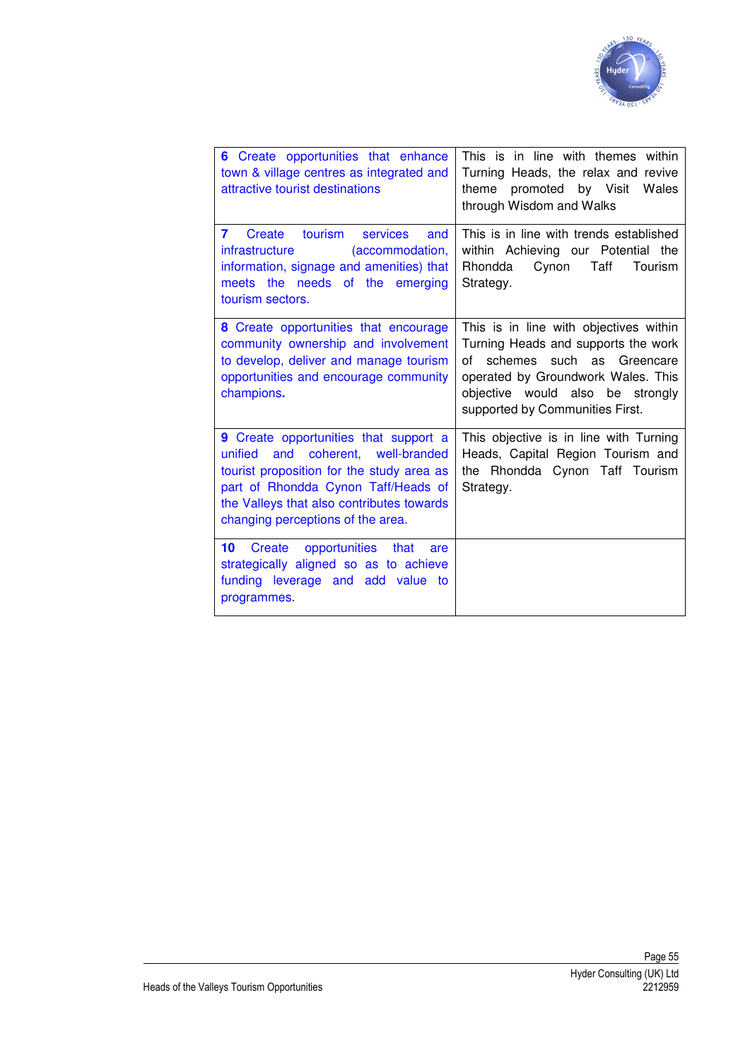| | |
|---|---|
| **6** Create opportunities that enhance town & village centres as integrated and attractive tourist destinations | This is in line with themes within Turning Heads, the relax and revive theme promoted by Visit Wales through Wisdom and Walks |
| **7** Create tourism services and infrastructure (accommodation, information, signage and amenities) that meets the needs of the emerging tourism sectors. | This is in line with trends established within Achieving our Potential the Rhondda Cynon Taff Tourism Strategy. |
| **8** Create opportunities that encourage community ownership and involvement to develop, deliver and manage tourism opportunities and encourage community champions**.** | This is in line with objectives within Turning Heads and supports the work of schemes such as Greencare operated by Groundwork Wales. This objective would also be strongly supported by Communities First. |
| **9** Create opportunities that support a unified and coherent, well-branded tourist proposition for the study area as part of Rhondda Cynon Taff/Heads of the Valleys that also contributes towards changing perceptions of the area. | This objective is in line with Turning Heads, Capital Region Tourism and the Rhondda Cynon Taff Tourism Strategy. |
| **10** Create opportunities that are strategically aligned so as to achieve funding leverage and add value to programmes. | |